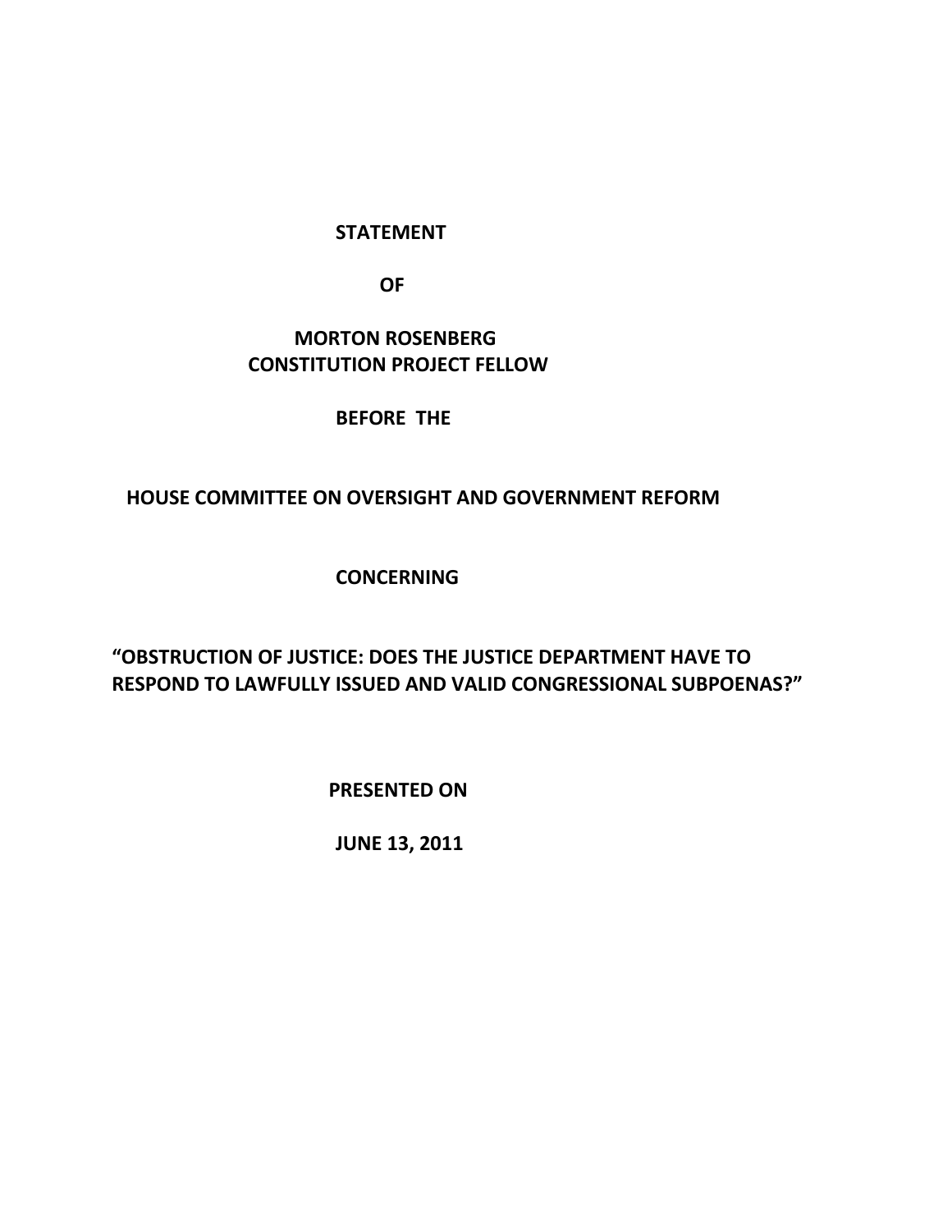**STATEMENT**

**OF**

**MORTON ROSENBERG**
**CONSTITUTION PROJECT FELLOW**

**BEFORE THE**

**HOUSE COMMITTEE ON OVERSIGHT AND GOVERNMENT REFORM**

**CONCERNING**

**"OBSTRUCTION OF JUSTICE: DOES THE JUSTICE DEPARTMENT HAVE TO RESPOND TO LAWFULLY ISSUED AND VALID CONGRESSIONAL SUBPOENAS?"**

**PRESENTED ON**

**JUNE 13, 2011**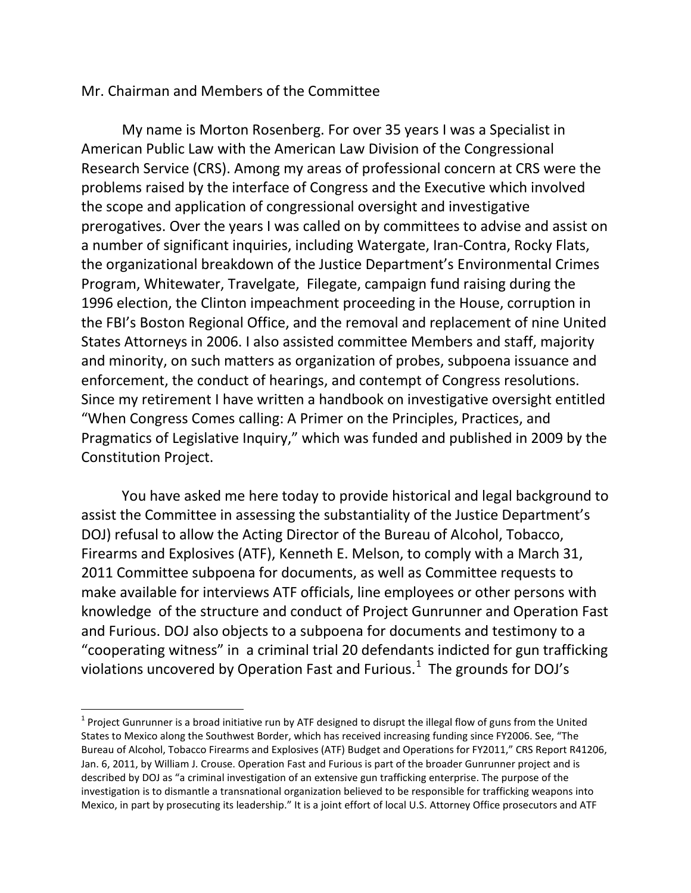Mr. Chairman and Members of the Committee

My name is Morton Rosenberg. For over 35 years I was a Specialist in American Public Law with the American Law Division of the Congressional Research Service (CRS). Among my areas of professional concern at CRS were the problems raised by the interface of Congress and the Executive which involved the scope and application of congressional oversight and investigative prerogatives. Over the years I was called on by committees to advise and assist on a number of significant inquiries, including Watergate, Iran-Contra, Rocky Flats, the organizational breakdown of the Justice Department's Environmental Crimes Program, Whitewater, Travelgate, Filegate, campaign fund raising during the 1996 election, the Clinton impeachment proceeding in the House, corruption in the FBI's Boston Regional Office, and the removal and replacement of nine United States Attorneys in 2006. I also assisted committee Members and staff, majority and minority, on such matters as organization of probes, subpoena issuance and enforcement, the conduct of hearings, and contempt of Congress resolutions. Since my retirement I have written a handbook on investigative oversight entitled "When Congress Comes calling: A Primer on the Principles, Practices, and Pragmatics of Legislative Inquiry," which was funded and published in 2009 by the Constitution Project.

You have asked me here today to provide historical and legal background to assist the Committee in assessing the substantiality of the Justice Department's DOJ) refusal to allow the Acting Director of the Bureau of Alcohol, Tobacco, Firearms and Explosives (ATF), Kenneth E. Melson, to comply with a March 31, 2011 Committee subpoena for documents, as well as Committee requests to make available for interviews ATF officials, line employees or other persons with knowledge of the structure and conduct of Project Gunrunner and Operation Fast and Furious. DOJ also objects to a subpoena for documents and testimony to a "cooperating witness" in a criminal trial 20 defendants indicted for gun trafficking violations uncovered by Operation Fast and Furious.[1] The grounds for DOJ's

[1] Project Gunrunner is a broad initiative run by ATF designed to disrupt the illegal flow of guns from the United States to Mexico along the Southwest Border, which has received increasing funding since FY2006. See, "The Bureau of Alcohol, Tobacco Firearms and Explosives (ATF) Budget and Operations for FY2011," CRS Report R41206, Jan. 6, 2011, by William J. Crouse. Operation Fast and Furious is part of the broader Gunrunner project and is described by DOJ as "a criminal investigation of an extensive gun trafficking enterprise. The purpose of the investigation is to dismantle a transnational organization believed to be responsible for trafficking weapons into Mexico, in part by prosecuting its leadership." It is a joint effort of local U.S. Attorney Office prosecutors and ATF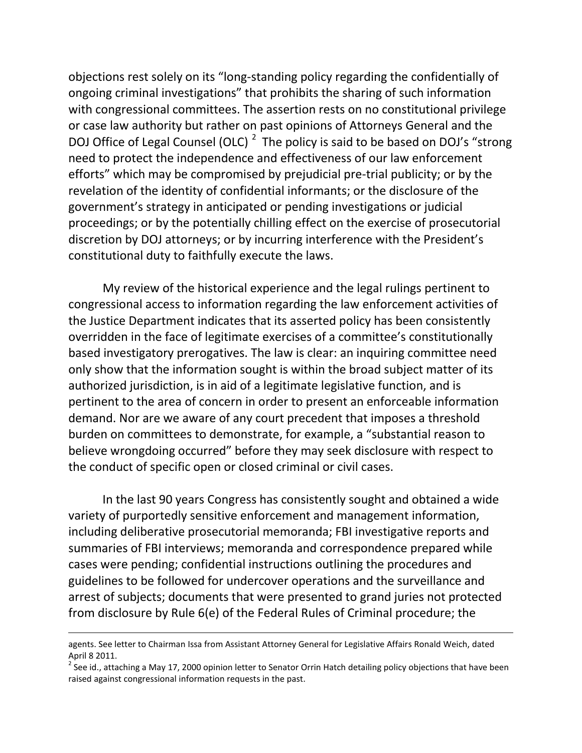objections rest solely on its "long-standing policy regarding the confidentially of ongoing criminal investigations" that prohibits the sharing of such information with congressional committees. The assertion rests on no constitutional privilege or case law authority but rather on past opinions of Attorneys General and the DOJ Office of Legal Counsel (OLC) [2] The policy is said to be based on DOJ's "strong need to protect the independence and effectiveness of our law enforcement efforts" which may be compromised by prejudicial pre-trial publicity; or by the revelation of the identity of confidential informants; or the disclosure of the government's strategy in anticipated or pending investigations or judicial proceedings; or by the potentially chilling effect on the exercise of prosecutorial discretion by DOJ attorneys; or by incurring interference with the President's constitutional duty to faithfully execute the laws.

My review of the historical experience and the legal rulings pertinent to congressional access to information regarding the law enforcement activities of the Justice Department indicates that its asserted policy has been consistently overridden in the face of legitimate exercises of a committee's constitutionally based investigatory prerogatives. The law is clear: an inquiring committee need only show that the information sought is within the broad subject matter of its authorized jurisdiction, is in aid of a legitimate legislative function, and is pertinent to the area of concern in order to present an enforceable information demand. Nor are we aware of any court precedent that imposes a threshold burden on committees to demonstrate, for example, a "substantial reason to believe wrongdoing occurred" before they may seek disclosure with respect to the conduct of specific open or closed criminal or civil cases.

In the last 90 years Congress has consistently sought and obtained a wide variety of purportedly sensitive enforcement and management information, including deliberative prosecutorial memoranda; FBI investigative reports and summaries of FBI interviews; memoranda and correspondence prepared while cases were pending; confidential instructions outlining the procedures and guidelines to be followed for undercover operations and the surveillance and arrest of subjects; documents that were presented to grand juries not protected from disclosure by Rule 6(e) of the Federal Rules of Criminal procedure; the

---

agents. See letter to Chairman Issa from Assistant Attorney General for Legislative Affairs Ronald Weich, dated April 8 2011.

[2] See id., attaching a May 17, 2000 opinion letter to Senator Orrin Hatch detailing policy objections that have been raised against congressional information requests in the past.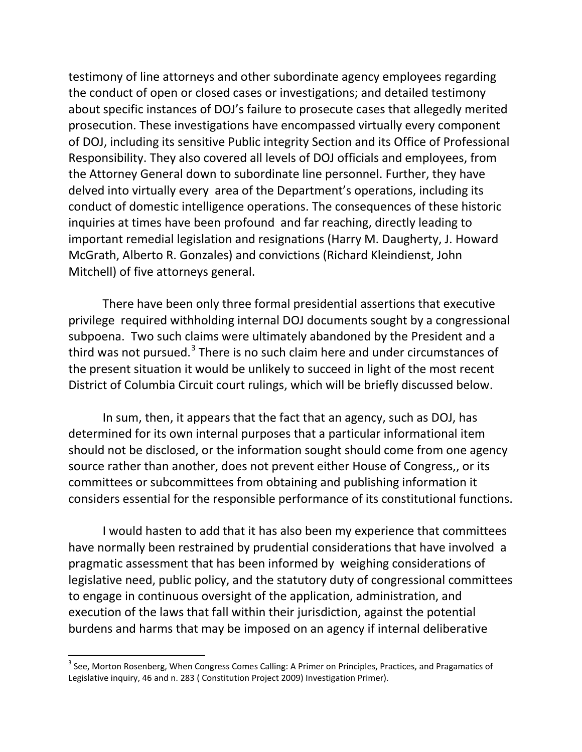testimony of line attorneys and other subordinate agency employees regarding the conduct of open or closed cases or investigations; and detailed testimony about specific instances of DOJ's failure to prosecute cases that allegedly merited prosecution. These investigations have encompassed virtually every component of DOJ, including its sensitive Public integrity Section and its Office of Professional Responsibility. They also covered all levels of DOJ officials and employees, from the Attorney General down to subordinate line personnel. Further, they have delved into virtually every area of the Department's operations, including its conduct of domestic intelligence operations. The consequences of these historic inquiries at times have been profound and far reaching, directly leading to important remedial legislation and resignations (Harry M. Daugherty, J. Howard McGrath, Alberto R. Gonzales) and convictions (Richard Kleindienst, John Mitchell) of five attorneys general.

There have been only three formal presidential assertions that executive privilege required withholding internal DOJ documents sought by a congressional subpoena. Two such claims were ultimately abandoned by the President and a third was not pursued.[3] There is no such claim here and under circumstances of the present situation it would be unlikely to succeed in light of the most recent District of Columbia Circuit court rulings, which will be briefly discussed below.

In sum, then, it appears that the fact that an agency, such as DOJ, has determined for its own internal purposes that a particular informational item should not be disclosed, or the information sought should come from one agency source rather than another, does not prevent either House of Congress,, or its committees or subcommittees from obtaining and publishing information it considers essential for the responsible performance of its constitutional functions.

I would hasten to add that it has also been my experience that committees have normally been restrained by prudential considerations that have involved a pragmatic assessment that has been informed by weighing considerations of legislative need, public policy, and the statutory duty of congressional committees to engage in continuous oversight of the application, administration, and execution of the laws that fall within their jurisdiction, against the potential burdens and harms that may be imposed on an agency if internal deliberative

[3] See, Morton Rosenberg, When Congress Comes Calling: A Primer on Principles, Practices, and Pragamatics of Legislative inquiry, 46 and n. 283 ( Constitution Project 2009) Investigation Primer).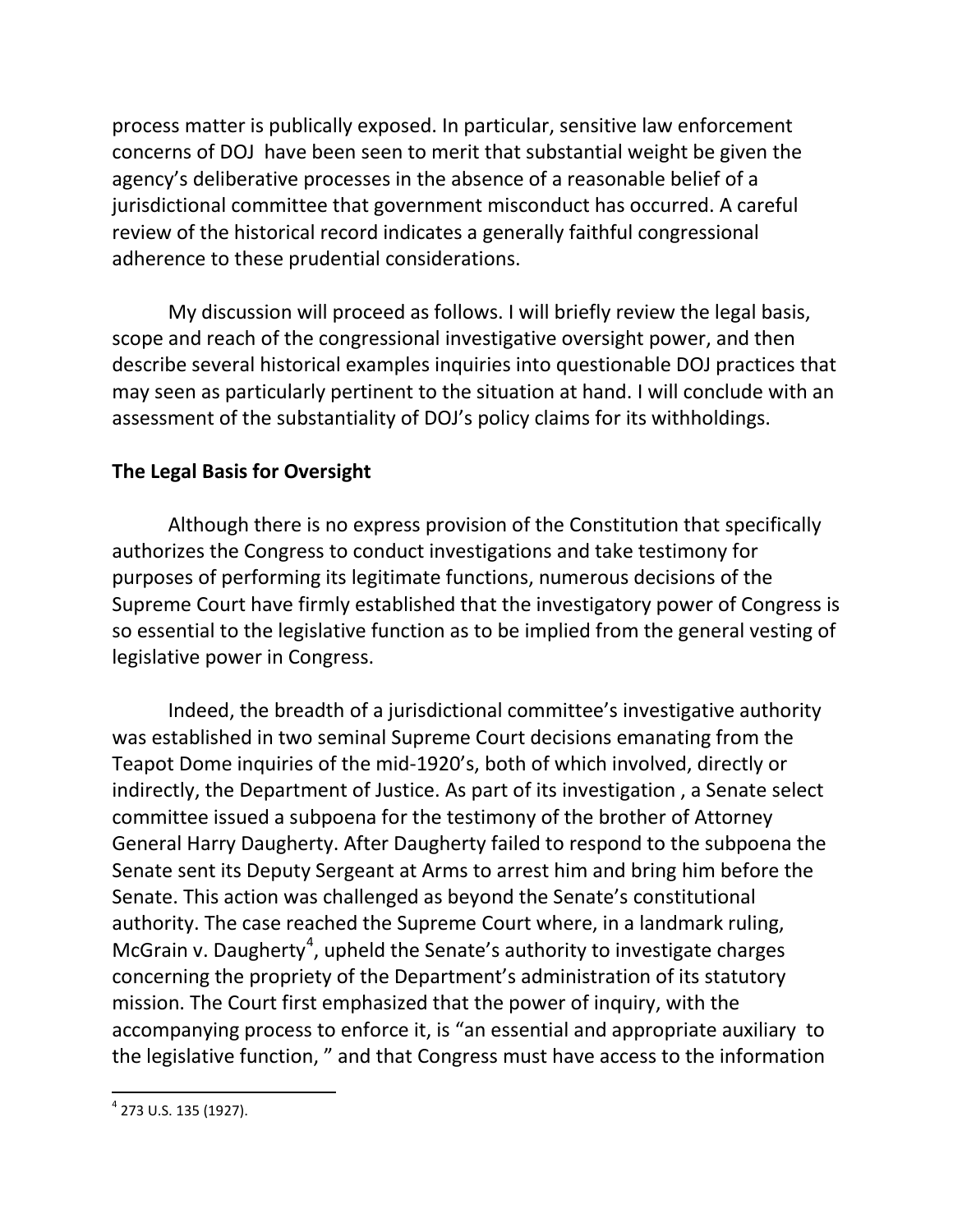process matter is publically exposed. In particular, sensitive law enforcement concerns of DOJ have been seen to merit that substantial weight be given the agency's deliberative processes in the absence of a reasonable belief of a jurisdictional committee that government misconduct has occurred. A careful review of the historical record indicates a generally faithful congressional adherence to these prudential considerations.

My discussion will proceed as follows. I will briefly review the legal basis, scope and reach of the congressional investigative oversight power, and then describe several historical examples inquiries into questionable DOJ practices that may seen as particularly pertinent to the situation at hand. I will conclude with an assessment of the substantiality of DOJ's policy claims for its withholdings.

## The Legal Basis for Oversight

Although there is no express provision of the Constitution that specifically authorizes the Congress to conduct investigations and take testimony for purposes of performing its legitimate functions, numerous decisions of the Supreme Court have firmly established that the investigatory power of Congress is so essential to the legislative function as to be implied from the general vesting of legislative power in Congress.

Indeed, the breadth of a jurisdictional committee's investigative authority was established in two seminal Supreme Court decisions emanating from the Teapot Dome inquiries of the mid-1920's, both of which involved, directly or indirectly, the Department of Justice. As part of its investigation , a Senate select committee issued a subpoena for the testimony of the brother of Attorney General Harry Daugherty. After Daugherty failed to respond to the subpoena the Senate sent its Deputy Sergeant at Arms to arrest him and bring him before the Senate. This action was challenged as beyond the Senate's constitutional authority. The case reached the Supreme Court where, in a landmark ruling, McGrain v. Daugherty[4], upheld the Senate's authority to investigate charges concerning the propriety of the Department's administration of its statutory mission. The Court first emphasized that the power of inquiry, with the accompanying process to enforce it, is "an essential and appropriate auxiliary to the legislative function, " and that Congress must have access to the information

[4] 273 U.S. 135 (1927).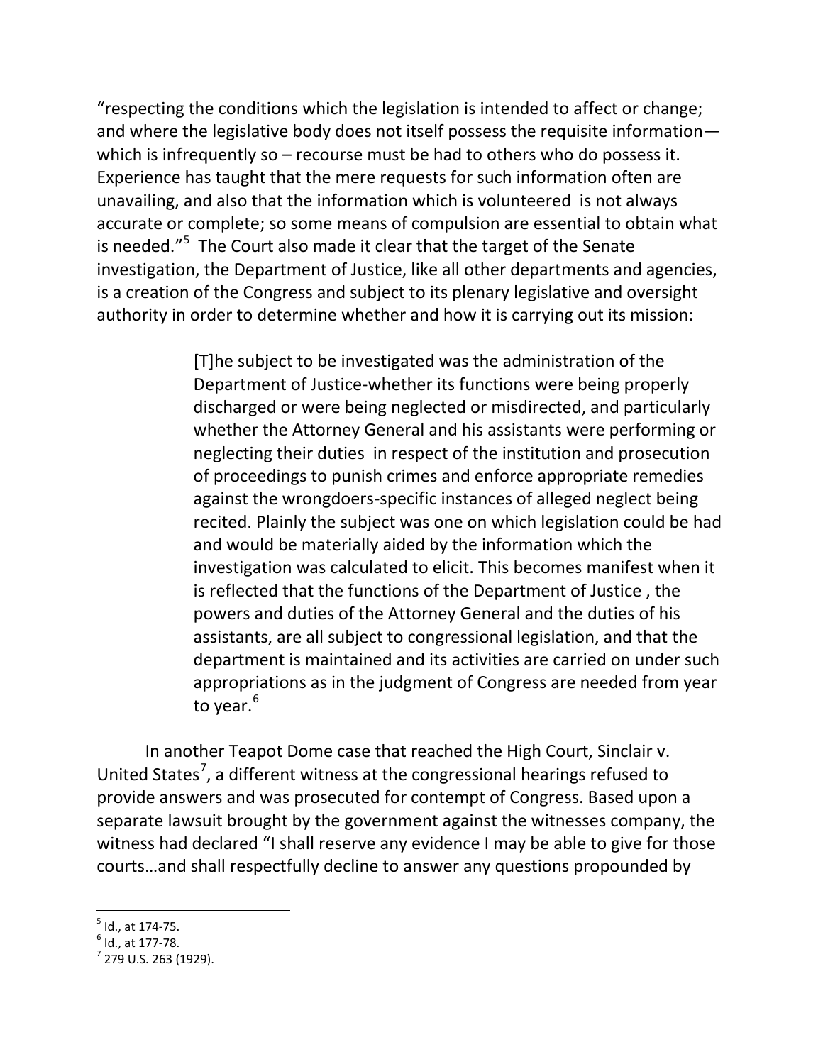"respecting the conditions which the legislation is intended to affect or change; and where the legislative body does not itself possess the requisite information— which is infrequently so – recourse must be had to others who do possess it. Experience has taught that the mere requests for such information often are unavailing, and also that the information which is volunteered is not always accurate or complete; so some means of compulsion are essential to obtain what is needed."[5] The Court also made it clear that the target of the Senate investigation, the Department of Justice, like all other departments and agencies, is a creation of the Congress and subject to its plenary legislative and oversight authority in order to determine whether and how it is carrying out its mission:

> [T]he subject to be investigated was the administration of the Department of Justice-whether its functions were being properly discharged or were being neglected or misdirected, and particularly whether the Attorney General and his assistants were performing or neglecting their duties in respect of the institution and prosecution of proceedings to punish crimes and enforce appropriate remedies against the wrongdoers-specific instances of alleged neglect being recited. Plainly the subject was one on which legislation could be had and would be materially aided by the information which the investigation was calculated to elicit. This becomes manifest when it is reflected that the functions of the Department of Justice , the powers and duties of the Attorney General and the duties of his assistants, are all subject to congressional legislation, and that the department is maintained and its activities are carried on under such appropriations as in the judgment of Congress are needed from year to year.[6]

In another Teapot Dome case that reached the High Court, Sinclair v. United States[7], a different witness at the congressional hearings refused to provide answers and was prosecuted for contempt of Congress. Based upon a separate lawsuit brought by the government against the witnesses company, the witness had declared "I shall reserve any evidence I may be able to give for those courts…and shall respectfully decline to answer any questions propounded by

---

[5] Id., at 174-75.

[6] Id., at 177-78.

[7] 279 U.S. 263 (1929).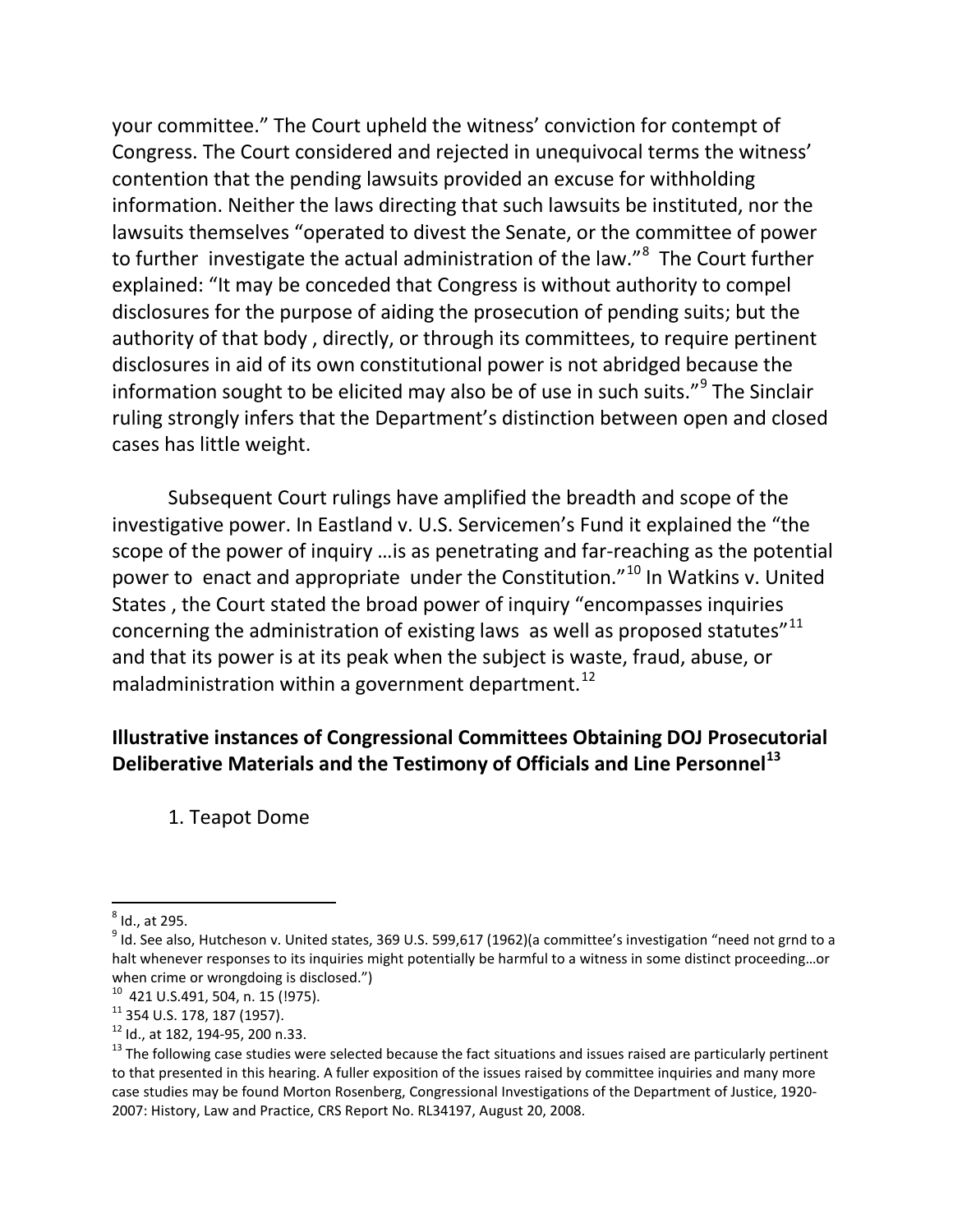your committee." The Court upheld the witness' conviction for contempt of Congress. The Court considered and rejected in unequivocal terms the witness' contention that the pending lawsuits provided an excuse for withholding information. Neither the laws directing that such lawsuits be instituted, nor the lawsuits themselves "operated to divest the Senate, or the committee of power to further investigate the actual administration of the law."[8] The Court further explained: "It may be conceded that Congress is without authority to compel disclosures for the purpose of aiding the prosecution of pending suits; but the authority of that body , directly, or through its committees, to require pertinent disclosures in aid of its own constitutional power is not abridged because the information sought to be elicited may also be of use in such suits."[9] The Sinclair ruling strongly infers that the Department's distinction between open and closed cases has little weight.

Subsequent Court rulings have amplified the breadth and scope of the investigative power. In Eastland v. U.S. Servicemen's Fund it explained the "the scope of the power of inquiry …is as penetrating and far-reaching as the potential power to enact and appropriate under the Constitution."[10] In Watkins v. United States , the Court stated the broad power of inquiry "encompasses inquiries concerning the administration of existing laws as well as proposed statutes"[11] and that its power is at its peak when the subject is waste, fraud, abuse, or maladministration within a government department.[12]

**Illustrative instances of Congressional Committees Obtaining DOJ Prosecutorial Deliberative Materials and the Testimony of Officials and Line Personnel[13]**

1. Teapot Dome

---

[8] Id., at 295.

[9] Id. See also, Hutcheson v. United states, 369 U.S. 599,617 (1962)(a committee's investigation "need not grnd to a halt whenever responses to its inquiries might potentially be harmful to a witness in some distinct proceeding…or when crime or wrongdoing is disclosed.")

[10] 421 U.S.491, 504, n. 15 (!975).

[11] 354 U.S. 178, 187 (1957).

[12] Id., at 182, 194-95, 200 n.33.

[13] The following case studies were selected because the fact situations and issues raised are particularly pertinent to that presented in this hearing. A fuller exposition of the issues raised by committee inquiries and many more case studies may be found Morton Rosenberg, Congressional Investigations of the Department of Justice, 1920-2007: History, Law and Practice, CRS Report No. RL34197, August 20, 2008.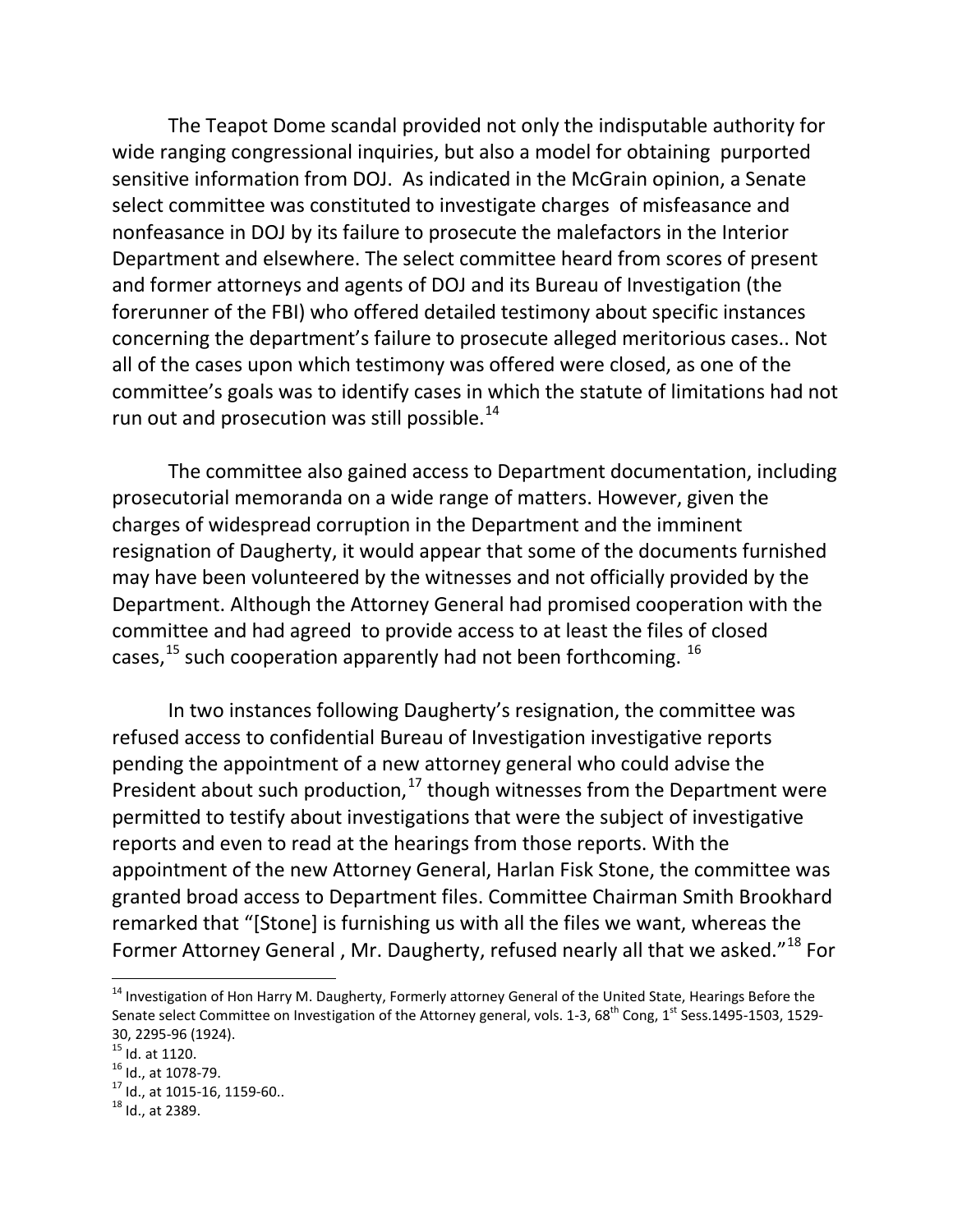The Teapot Dome scandal provided not only the indisputable authority for wide ranging congressional inquiries, but also a model for obtaining purported sensitive information from DOJ. As indicated in the McGrain opinion, a Senate select committee was constituted to investigate charges of misfeasance and nonfeasance in DOJ by its failure to prosecute the malefactors in the Interior Department and elsewhere. The select committee heard from scores of present and former attorneys and agents of DOJ and its Bureau of Investigation (the forerunner of the FBI) who offered detailed testimony about specific instances concerning the department's failure to prosecute alleged meritorious cases.. Not all of the cases upon which testimony was offered were closed, as one of the committee's goals was to identify cases in which the statute of limitations had not run out and prosecution was still possible.[14]

The committee also gained access to Department documentation, including prosecutorial memoranda on a wide range of matters. However, given the charges of widespread corruption in the Department and the imminent resignation of Daugherty, it would appear that some of the documents furnished may have been volunteered by the witnesses and not officially provided by the Department. Although the Attorney General had promised cooperation with the committee and had agreed to provide access to at least the files of closed cases,[15] such cooperation apparently had not been forthcoming. [16]

In two instances following Daugherty's resignation, the committee was refused access to confidential Bureau of Investigation investigative reports pending the appointment of a new attorney general who could advise the President about such production,[17] though witnesses from the Department were permitted to testify about investigations that were the subject of investigative reports and even to read at the hearings from those reports. With the appointment of the new Attorney General, Harlan Fisk Stone, the committee was granted broad access to Department files. Committee Chairman Smith Brookhard remarked that "[Stone] is furnishing us with all the files we want, whereas the Former Attorney General , Mr. Daugherty, refused nearly all that we asked."[18] For

---

[14] Investigation of Hon Harry M. Daugherty, Formerly attorney General of the United State, Hearings Before the Senate select Committee on Investigation of the Attorney general, vols. 1-3, 68th Cong, 1st Sess.1495-1503, 1529-30, 2295-96 (1924).

[15] Id. at 1120.

[16] Id., at 1078-79.

[17] Id., at 1015-16, 1159-60..

[18] Id., at 2389.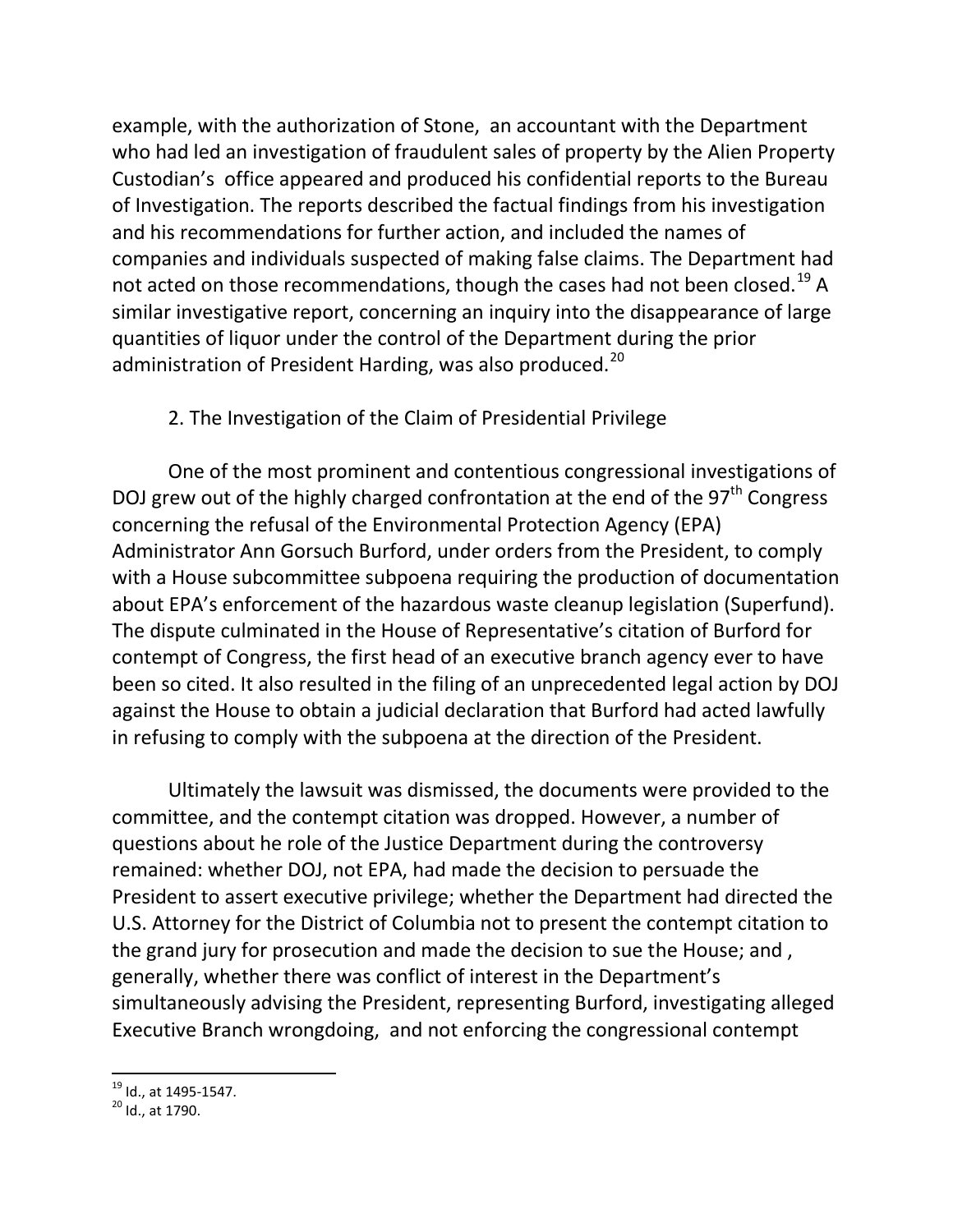example, with the authorization of Stone, an accountant with the Department who had led an investigation of fraudulent sales of property by the Alien Property Custodian's office appeared and produced his confidential reports to the Bureau of Investigation. The reports described the factual findings from his investigation and his recommendations for further action, and included the names of companies and individuals suspected of making false claims. The Department had not acted on those recommendations, though the cases had not been closed.[19] A similar investigative report, concerning an inquiry into the disappearance of large quantities of liquor under the control of the Department during the prior administration of President Harding, was also produced.[20]

### 2. The Investigation of the Claim of Presidential Privilege

One of the most prominent and contentious congressional investigations of DOJ grew out of the highly charged confrontation at the end of the 97th Congress concerning the refusal of the Environmental Protection Agency (EPA) Administrator Ann Gorsuch Burford, under orders from the President, to comply with a House subcommittee subpoena requiring the production of documentation about EPA's enforcement of the hazardous waste cleanup legislation (Superfund). The dispute culminated in the House of Representative's citation of Burford for contempt of Congress, the first head of an executive branch agency ever to have been so cited. It also resulted in the filing of an unprecedented legal action by DOJ against the House to obtain a judicial declaration that Burford had acted lawfully in refusing to comply with the subpoena at the direction of the President.

Ultimately the lawsuit was dismissed, the documents were provided to the committee, and the contempt citation was dropped. However, a number of questions about he role of the Justice Department during the controversy remained: whether DOJ, not EPA, had made the decision to persuade the President to assert executive privilege; whether the Department had directed the U.S. Attorney for the District of Columbia not to present the contempt citation to the grand jury for prosecution and made the decision to sue the House; and , generally, whether there was conflict of interest in the Department's simultaneously advising the President, representing Burford, investigating alleged Executive Branch wrongdoing, and not enforcing the congressional contempt

---

[19] Id., at 1495-1547.

[20] Id., at 1790.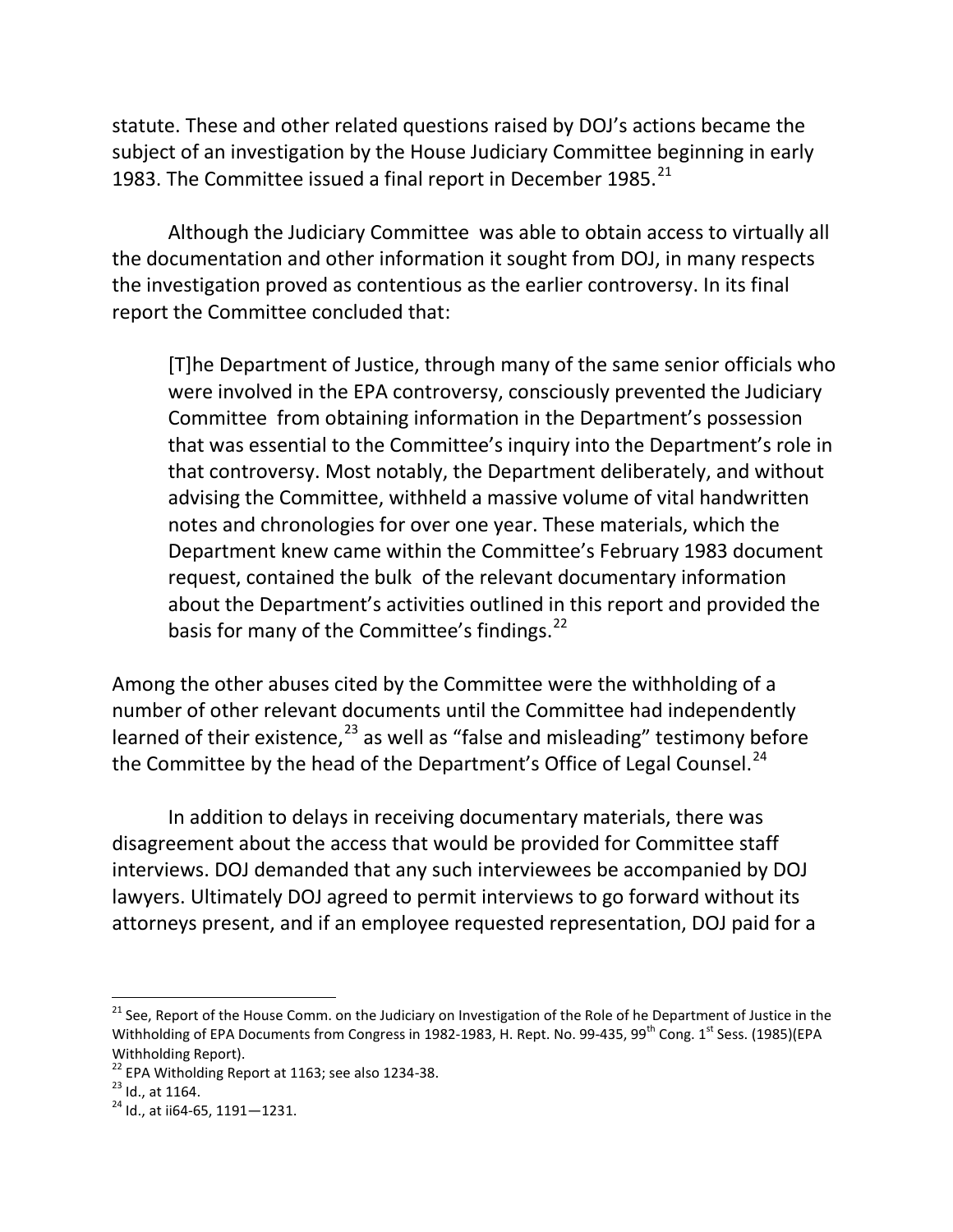statute. These and other related questions raised by DOJ's actions became the subject of an investigation by the House Judiciary Committee beginning in early 1983. The Committee issued a final report in December 1985.[21]

Although the Judiciary Committee was able to obtain access to virtually all the documentation and other information it sought from DOJ, in many respects the investigation proved as contentious as the earlier controversy. In its final report the Committee concluded that:

> [T]he Department of Justice, through many of the same senior officials who were involved in the EPA controversy, consciously prevented the Judiciary Committee from obtaining information in the Department's possession that was essential to the Committee's inquiry into the Department's role in that controversy. Most notably, the Department deliberately, and without advising the Committee, withheld a massive volume of vital handwritten notes and chronologies for over one year. These materials, which the Department knew came within the Committee's February 1983 document request, contained the bulk of the relevant documentary information about the Department's activities outlined in this report and provided the basis for many of the Committee's findings.[22]

Among the other abuses cited by the Committee were the withholding of a number of other relevant documents until the Committee had independently learned of their existence,[23] as well as "false and misleading" testimony before the Committee by the head of the Department's Office of Legal Counsel.[24]

In addition to delays in receiving documentary materials, there was disagreement about the access that would be provided for Committee staff interviews. DOJ demanded that any such interviewees be accompanied by DOJ lawyers. Ultimately DOJ agreed to permit interviews to go forward without its attorneys present, and if an employee requested representation, DOJ paid for a

---

[21] See, Report of the House Comm. on the Judiciary on Investigation of the Role of he Department of Justice in the Withholding of EPA Documents from Congress in 1982-1983, H. Rept. No. 99-435, 99th Cong. 1st Sess. (1985)(EPA Withholding Report).

[22] EPA Witholding Report at 1163; see also 1234-38.

[23] Id., at 1164.

[24] Id., at ii64-65, 1191—1231.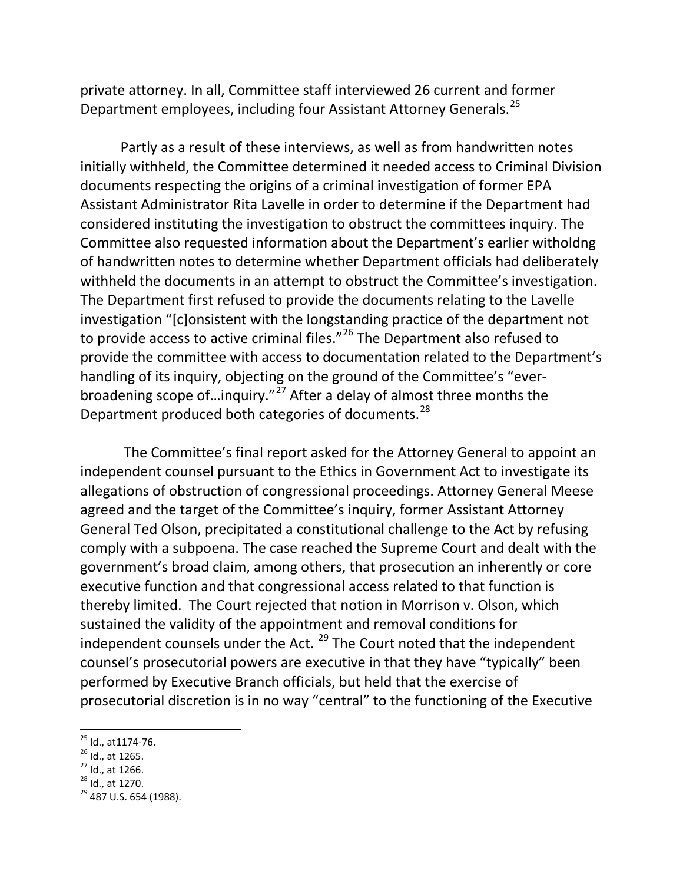private attorney. In all, Committee staff interviewed 26 current and former Department employees, including four Assistant Attorney Generals.[25]

Partly as a result of these interviews, as well as from handwritten notes initially withheld, the Committee determined it needed access to Criminal Division documents respecting the origins of a criminal investigation of former EPA Assistant Administrator Rita Lavelle in order to determine if the Department had considered instituting the investigation to obstruct the committees inquiry. The Committee also requested information about the Department's earlier witholdng of handwritten notes to determine whether Department officials had deliberately withheld the documents in an attempt to obstruct the Committee's investigation. The Department first refused to provide the documents relating to the Lavelle investigation "[c]onsistent with the longstanding practice of the department not to provide access to active criminal files."[26] The Department also refused to provide the committee with access to documentation related to the Department's handling of its inquiry, objecting on the ground of the Committee's "ever-broadening scope of…inquiry."[27] After a delay of almost three months the Department produced both categories of documents.[28]

The Committee's final report asked for the Attorney General to appoint an independent counsel pursuant to the Ethics in Government Act to investigate its allegations of obstruction of congressional proceedings. Attorney General Meese agreed and the target of the Committee's inquiry, former Assistant Attorney General Ted Olson, precipitated a constitutional challenge to the Act by refusing comply with a subpoena. The case reached the Supreme Court and dealt with the government's broad claim, among others, that prosecution an inherently or core executive function and that congressional access related to that function is thereby limited. The Court rejected that notion in Morrison v. Olson, which sustained the validity of the appointment and removal conditions for independent counsels under the Act. [29] The Court noted that the independent counsel's prosecutorial powers are executive in that they have "typically" been performed by Executive Branch officials, but held that the exercise of prosecutorial discretion is in no way "central" to the functioning of the Executive

---

[25] Id., at1174-76.
[26] Id., at 1265.
[27] Id., at 1266.
[28] Id., at 1270.
[29] 487 U.S. 654 (1988).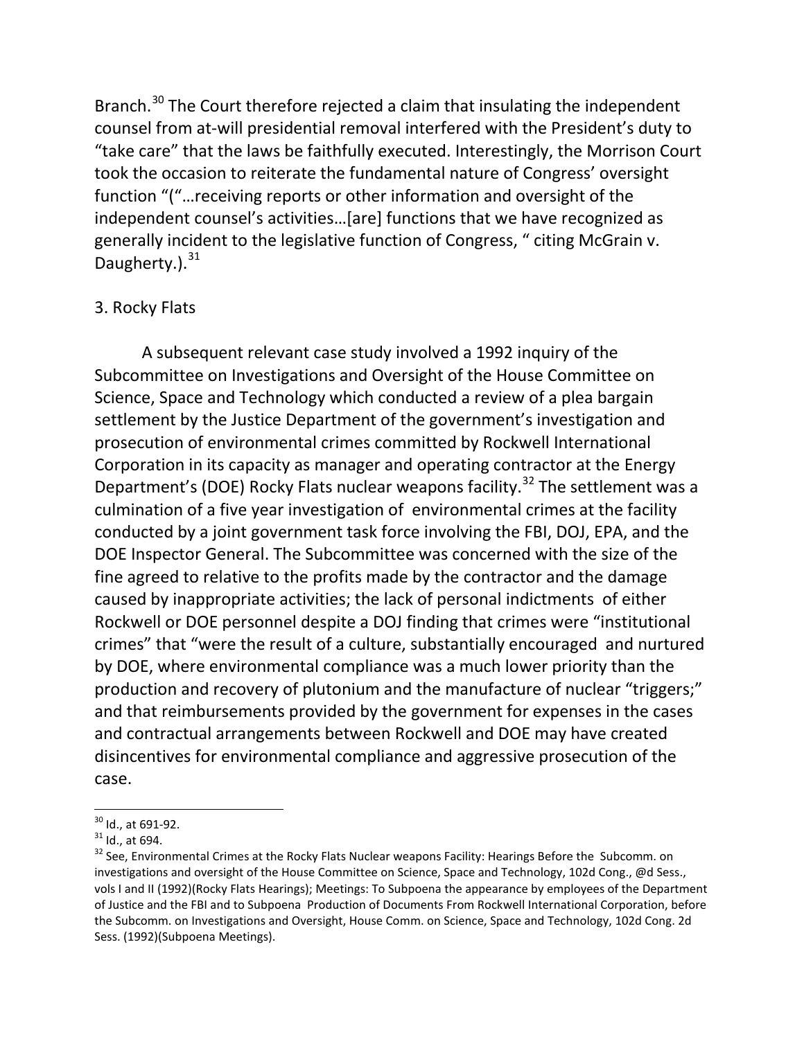Branch.[30] The Court therefore rejected a claim that insulating the independent counsel from at-will presidential removal interfered with the President's duty to "take care" that the laws be faithfully executed. Interestingly, the Morrison Court took the occasion to reiterate the fundamental nature of Congress' oversight function "("…receiving reports or other information and oversight of the independent counsel's activities…[are] functions that we have recognized as generally incident to the legislative function of Congress, " citing McGrain v. Daugherty.).[31]

3. Rocky Flats

A subsequent relevant case study involved a 1992 inquiry of the Subcommittee on Investigations and Oversight of the House Committee on Science, Space and Technology which conducted a review of a plea bargain settlement by the Justice Department of the government's investigation and prosecution of environmental crimes committed by Rockwell International Corporation in its capacity as manager and operating contractor at the Energy Department's (DOE) Rocky Flats nuclear weapons facility.[32] The settlement was a culmination of a five year investigation of environmental crimes at the facility conducted by a joint government task force involving the FBI, DOJ, EPA, and the DOE Inspector General. The Subcommittee was concerned with the size of the fine agreed to relative to the profits made by the contractor and the damage caused by inappropriate activities; the lack of personal indictments of either Rockwell or DOE personnel despite a DOJ finding that crimes were "institutional crimes" that "were the result of a culture, substantially encouraged and nurtured by DOE, where environmental compliance was a much lower priority than the production and recovery of plutonium and the manufacture of nuclear "triggers;" and that reimbursements provided by the government for expenses in the cases and contractual arrangements between Rockwell and DOE may have created disincentives for environmental compliance and aggressive prosecution of the case.

---

[30] Id., at 691-92.

[31] Id., at 694.

[32] See, Environmental Crimes at the Rocky Flats Nuclear weapons Facility: Hearings Before the Subcomm. on investigations and oversight of the House Committee on Science, Space and Technology, 102d Cong., @d Sess., vols I and II (1992)(Rocky Flats Hearings); Meetings: To Subpoena the appearance by employees of the Department of Justice and the FBI and to Subpoena Production of Documents From Rockwell International Corporation, before the Subcomm. on Investigations and Oversight, House Comm. on Science, Space and Technology, 102d Cong. 2d Sess. (1992)(Subpoena Meetings).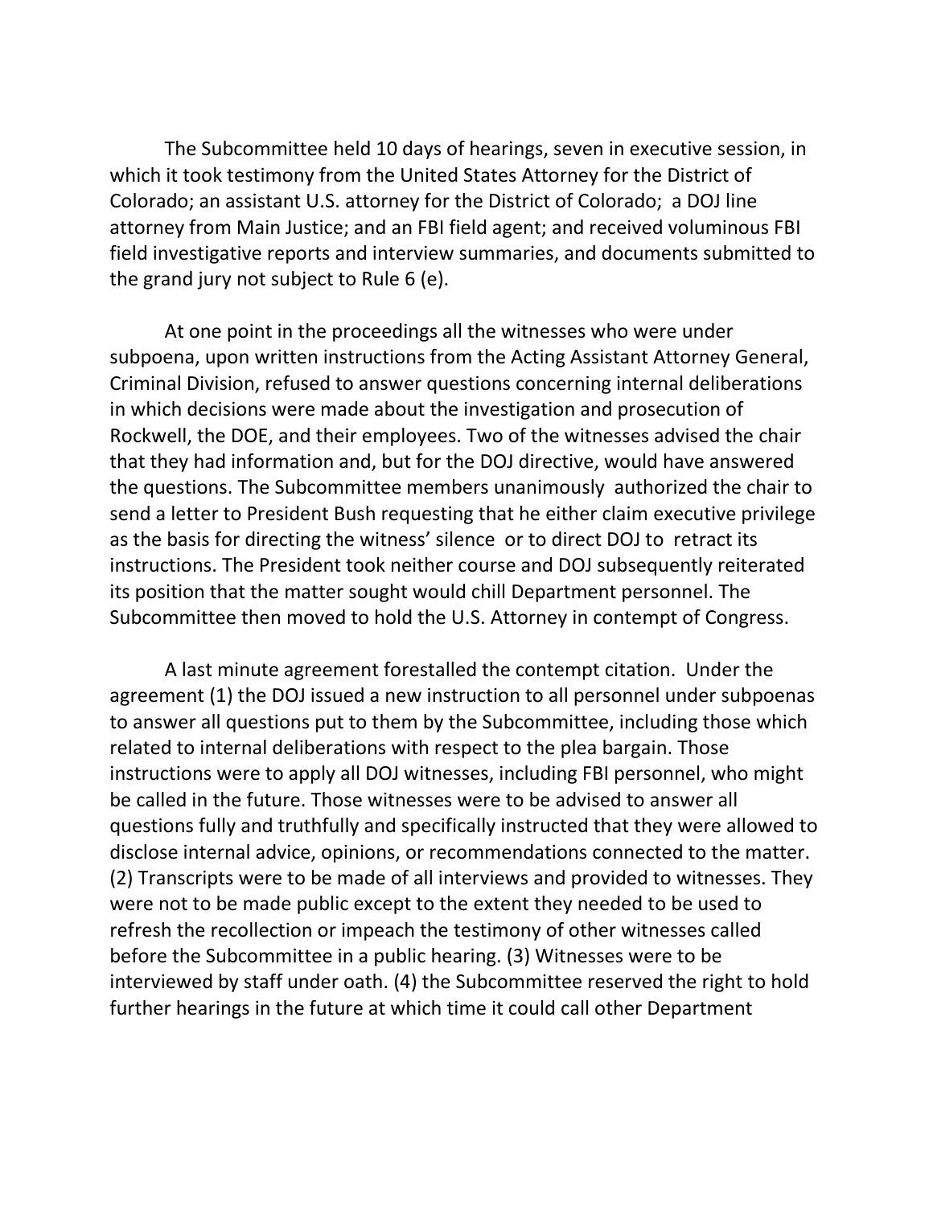The Subcommittee held 10 days of hearings, seven in executive session, in which it took testimony from the United States Attorney for the District of Colorado; an assistant U.S. attorney for the District of Colorado; a DOJ line attorney from Main Justice; and an FBI field agent; and received voluminous FBI field investigative reports and interview summaries, and documents submitted to the grand jury not subject to Rule 6 (e).

At one point in the proceedings all the witnesses who were under subpoena, upon written instructions from the Acting Assistant Attorney General, Criminal Division, refused to answer questions concerning internal deliberations in which decisions were made about the investigation and prosecution of Rockwell, the DOE, and their employees. Two of the witnesses advised the chair that they had information and, but for the DOJ directive, would have answered the questions. The Subcommittee members unanimously authorized the chair to send a letter to President Bush requesting that he either claim executive privilege as the basis for directing the witness' silence or to direct DOJ to retract its instructions. The President took neither course and DOJ subsequently reiterated its position that the matter sought would chill Department personnel. The Subcommittee then moved to hold the U.S. Attorney in contempt of Congress.

A last minute agreement forestalled the contempt citation. Under the agreement (1) the DOJ issued a new instruction to all personnel under subpoenas to answer all questions put to them by the Subcommittee, including those which related to internal deliberations with respect to the plea bargain. Those instructions were to apply all DOJ witnesses, including FBI personnel, who might be called in the future. Those witnesses were to be advised to answer all questions fully and truthfully and specifically instructed that they were allowed to disclose internal advice, opinions, or recommendations connected to the matter. (2) Transcripts were to be made of all interviews and provided to witnesses. They were not to be made public except to the extent they needed to be used to refresh the recollection or impeach the testimony of other witnesses called before the Subcommittee in a public hearing. (3) Witnesses were to be interviewed by staff under oath. (4) the Subcommittee reserved the right to hold further hearings in the future at which time it could call other Department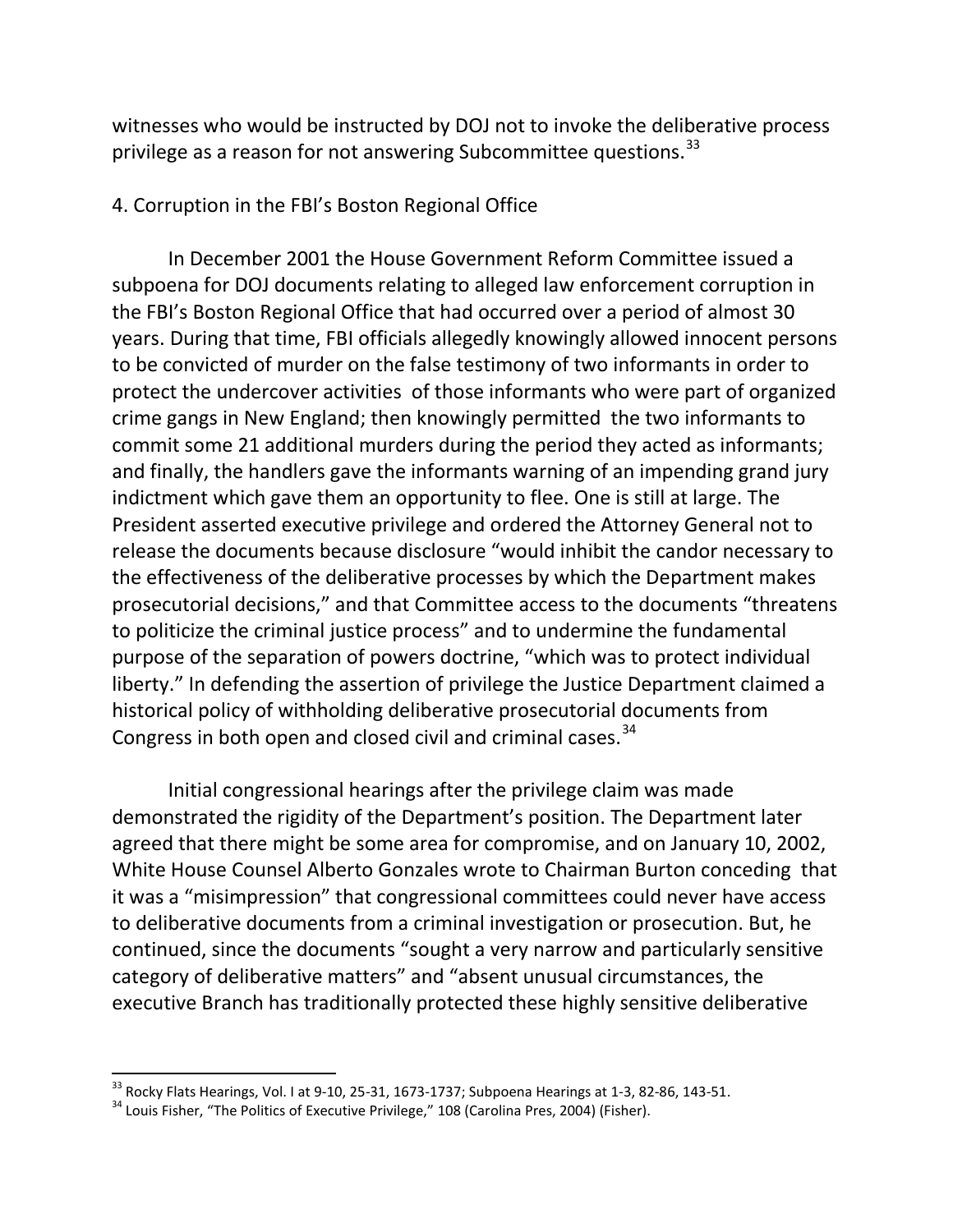witnesses who would be instructed by DOJ not to invoke the deliberative process privilege as a reason for not answering Subcommittee questions.[33]

4. Corruption in the FBI's Boston Regional Office

In December 2001 the House Government Reform Committee issued a subpoena for DOJ documents relating to alleged law enforcement corruption in the FBI's Boston Regional Office that had occurred over a period of almost 30 years. During that time, FBI officials allegedly knowingly allowed innocent persons to be convicted of murder on the false testimony of two informants in order to protect the undercover activities of those informants who were part of organized crime gangs in New England; then knowingly permitted the two informants to commit some 21 additional murders during the period they acted as informants; and finally, the handlers gave the informants warning of an impending grand jury indictment which gave them an opportunity to flee. One is still at large. The President asserted executive privilege and ordered the Attorney General not to release the documents because disclosure "would inhibit the candor necessary to the effectiveness of the deliberative processes by which the Department makes prosecutorial decisions," and that Committee access to the documents "threatens to politicize the criminal justice process" and to undermine the fundamental purpose of the separation of powers doctrine, "which was to protect individual liberty." In defending the assertion of privilege the Justice Department claimed a historical policy of withholding deliberative prosecutorial documents from Congress in both open and closed civil and criminal cases.[34]

Initial congressional hearings after the privilege claim was made demonstrated the rigidity of the Department's position. The Department later agreed that there might be some area for compromise, and on January 10, 2002, White House Counsel Alberto Gonzales wrote to Chairman Burton conceding that it was a "misimpression" that congressional committees could never have access to deliberative documents from a criminal investigation or prosecution. But, he continued, since the documents "sought a very narrow and particularly sensitive category of deliberative matters" and "absent unusual circumstances, the executive Branch has traditionally protected these highly sensitive deliberative

---

[33] Rocky Flats Hearings, Vol. I at 9-10, 25-31, 1673-1737; Subpoena Hearings at 1-3, 82-86, 143-51.

[34] Louis Fisher, "The Politics of Executive Privilege," 108 (Carolina Pres, 2004) (Fisher).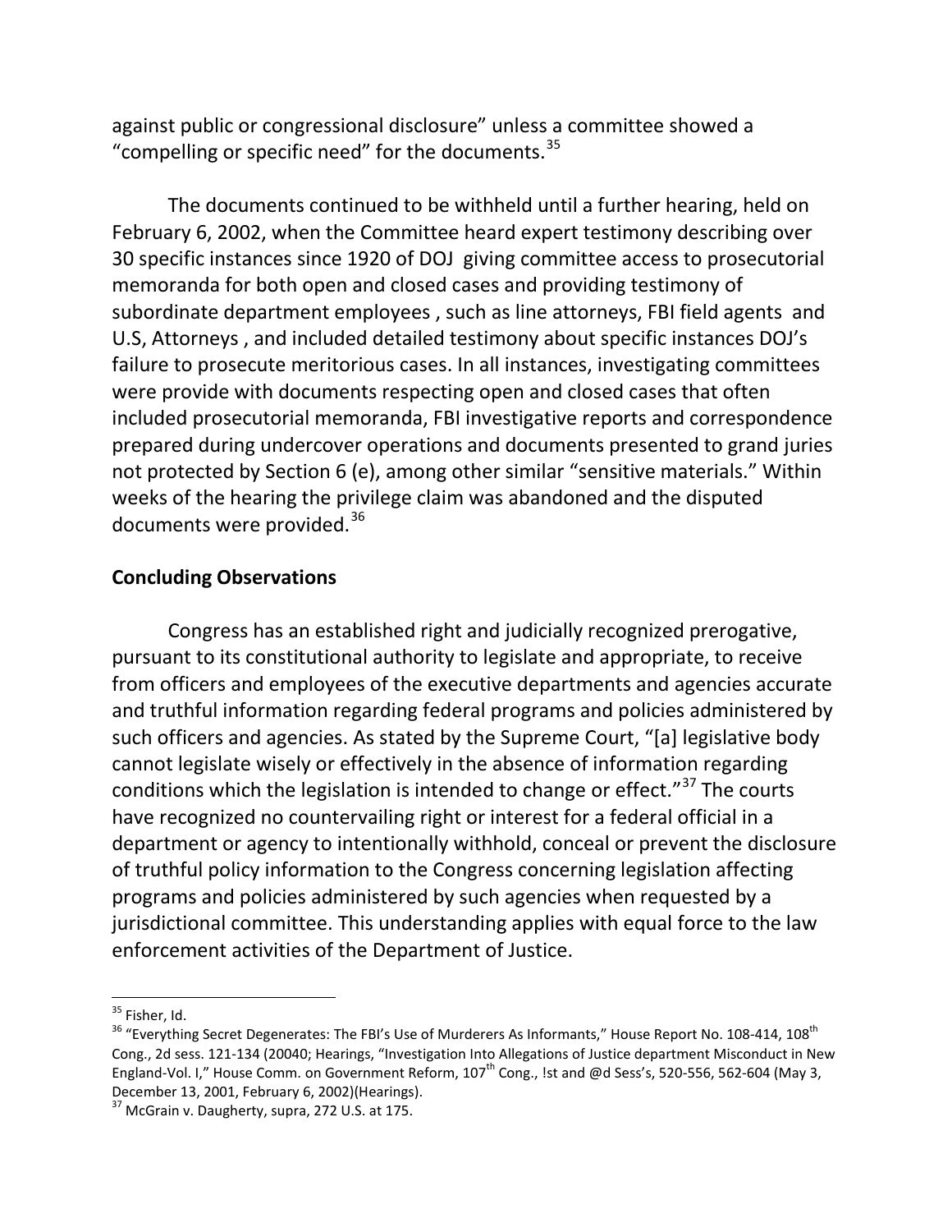against public or congressional disclosure" unless a committee showed a "compelling or specific need" for the documents.[35]

The documents continued to be withheld until a further hearing, held on February 6, 2002, when the Committee heard expert testimony describing over 30 specific instances since 1920 of DOJ giving committee access to prosecutorial memoranda for both open and closed cases and providing testimony of subordinate department employees , such as line attorneys, FBI field agents and U.S, Attorneys , and included detailed testimony about specific instances DOJ's failure to prosecute meritorious cases. In all instances, investigating committees were provide with documents respecting open and closed cases that often included prosecutorial memoranda, FBI investigative reports and correspondence prepared during undercover operations and documents presented to grand juries not protected by Section 6 (e), among other similar "sensitive materials." Within weeks of the hearing the privilege claim was abandoned and the disputed documents were provided.[36]

**Concluding Observations**

Congress has an established right and judicially recognized prerogative, pursuant to its constitutional authority to legislate and appropriate, to receive from officers and employees of the executive departments and agencies accurate and truthful information regarding federal programs and policies administered by such officers and agencies. As stated by the Supreme Court, "[a] legislative body cannot legislate wisely or effectively in the absence of information regarding conditions which the legislation is intended to change or effect."[37] The courts have recognized no countervailing right or interest for a federal official in a department or agency to intentionally withhold, conceal or prevent the disclosure of truthful policy information to the Congress concerning legislation affecting programs and policies administered by such agencies when requested by a jurisdictional committee. This understanding applies with equal force to the law enforcement activities of the Department of Justice.

---

[35] Fisher, Id.

[36] "Everything Secret Degenerates: The FBI's Use of Murderers As Informants," House Report No. 108-414, 108th Cong., 2d sess. 121-134 (20040; Hearings, "Investigation Into Allegations of Justice department Misconduct in New England-Vol. I," House Comm. on Government Reform, 107th Cong., !st and @d Sess's, 520-556, 562-604 (May 3, December 13, 2001, February 6, 2002)(Hearings).

[37] McGrain v. Daugherty, supra, 272 U.S. at 175.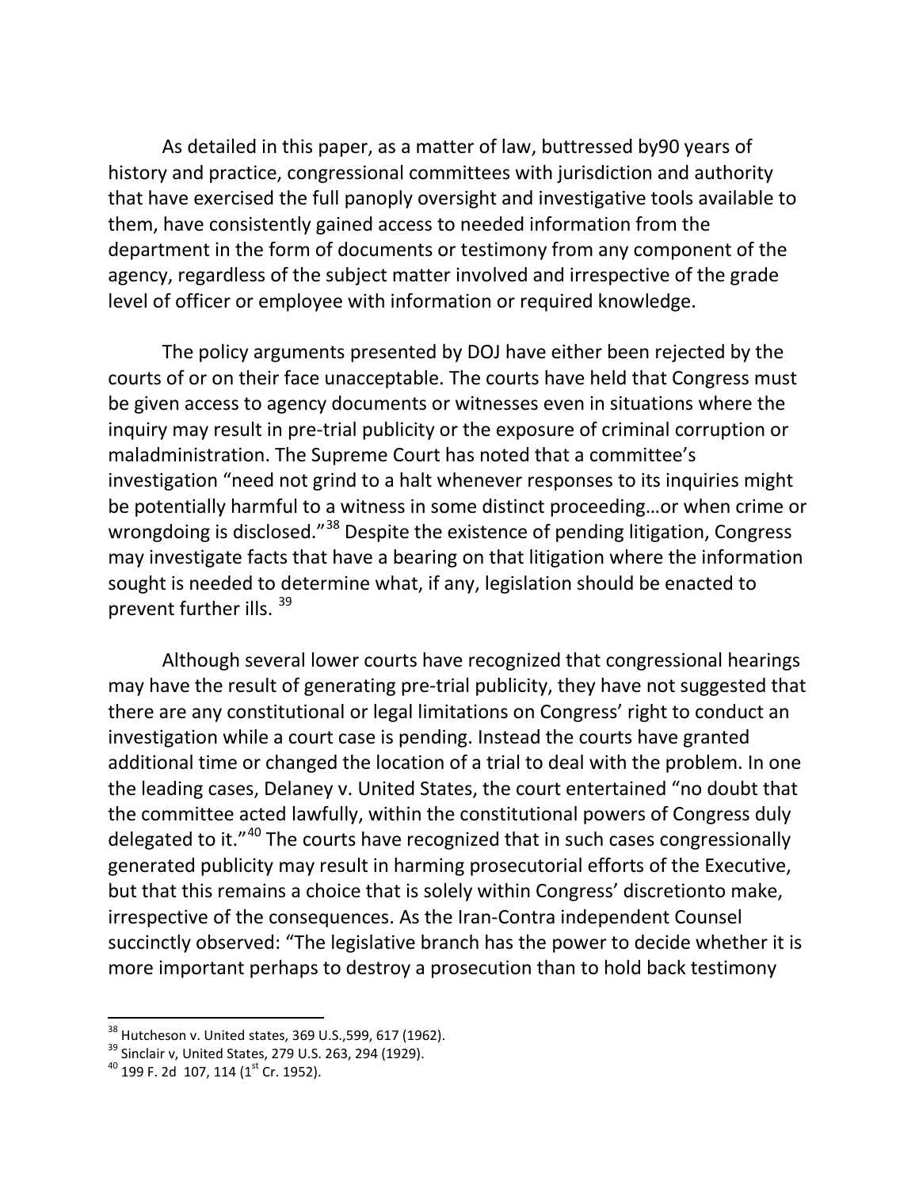As detailed in this paper, as a matter of law, buttressed by90 years of history and practice, congressional committees with jurisdiction and authority that have exercised the full panoply oversight and investigative tools available to them, have consistently gained access to needed information from the department in the form of documents or testimony from any component of the agency, regardless of the subject matter involved and irrespective of the grade level of officer or employee with information or required knowledge.

The policy arguments presented by DOJ have either been rejected by the courts of or on their face unacceptable. The courts have held that Congress must be given access to agency documents or witnesses even in situations where the inquiry may result in pre-trial publicity or the exposure of criminal corruption or maladministration. The Supreme Court has noted that a committee's investigation "need not grind to a halt whenever responses to its inquiries might be potentially harmful to a witness in some distinct proceeding…or when crime or wrongdoing is disclosed."[38] Despite the existence of pending litigation, Congress may investigate facts that have a bearing on that litigation where the information sought is needed to determine what, if any, legislation should be enacted to prevent further ills. [39]

Although several lower courts have recognized that congressional hearings may have the result of generating pre-trial publicity, they have not suggested that there are any constitutional or legal limitations on Congress' right to conduct an investigation while a court case is pending. Instead the courts have granted additional time or changed the location of a trial to deal with the problem. In one the leading cases, Delaney v. United States, the court entertained "no doubt that the committee acted lawfully, within the constitutional powers of Congress duly delegated to it."[40] The courts have recognized that in such cases congressionally generated publicity may result in harming prosecutorial efforts of the Executive, but that this remains a choice that is solely within Congress' discretionto make, irrespective of the consequences. As the Iran-Contra independent Counsel succinctly observed: "The legislative branch has the power to decide whether it is more important perhaps to destroy a prosecution than to hold back testimony

---

[38] Hutcheson v. United states, 369 U.S.,599, 617 (1962).

[39] Sinclair v, United States, 279 U.S. 263, 294 (1929).

[40] 199 F. 2d 107, 114 (1st Cr. 1952).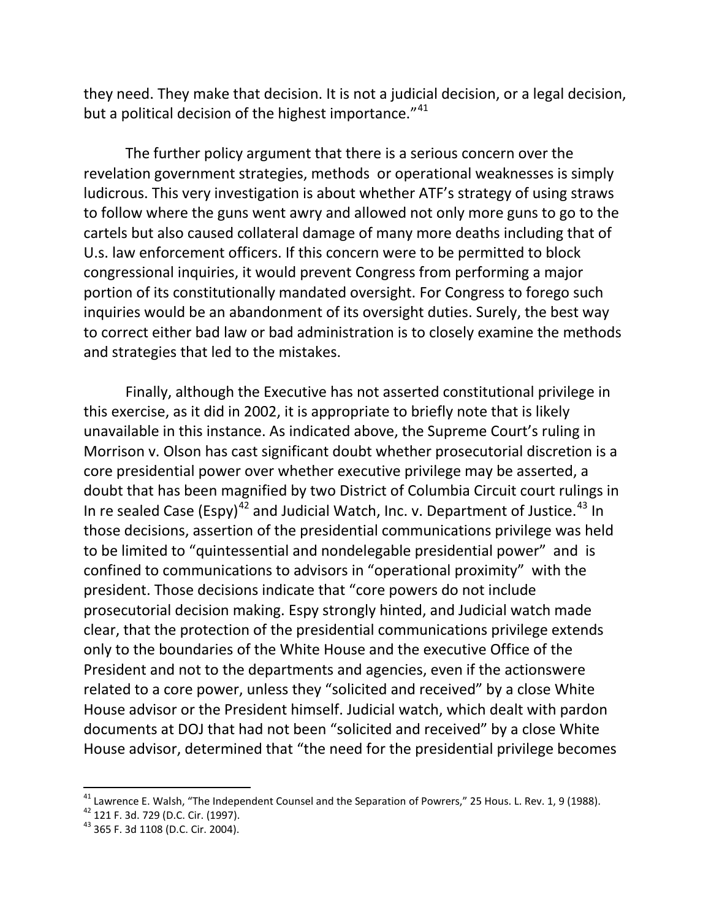they need. They make that decision. It is not a judicial decision, or a legal decision, but a political decision of the highest importance."[41]

The further policy argument that there is a serious concern over the revelation government strategies, methods or operational weaknesses is simply ludicrous. This very investigation is about whether ATF's strategy of using straws to follow where the guns went awry and allowed not only more guns to go to the cartels but also caused collateral damage of many more deaths including that of U.s. law enforcement officers. If this concern were to be permitted to block congressional inquiries, it would prevent Congress from performing a major portion of its constitutionally mandated oversight. For Congress to forego such inquiries would be an abandonment of its oversight duties. Surely, the best way to correct either bad law or bad administration is to closely examine the methods and strategies that led to the mistakes.

Finally, although the Executive has not asserted constitutional privilege in this exercise, as it did in 2002, it is appropriate to briefly note that is likely unavailable in this instance. As indicated above, the Supreme Court's ruling in Morrison v. Olson has cast significant doubt whether prosecutorial discretion is a core presidential power over whether executive privilege may be asserted, a doubt that has been magnified by two District of Columbia Circuit court rulings in In re sealed Case (Espy)[42] and Judicial Watch, Inc. v. Department of Justice.[43] In those decisions, assertion of the presidential communications privilege was held to be limited to "quintessential and nondelegable presidential power" and is confined to communications to advisors in "operational proximity" with the president. Those decisions indicate that "core powers do not include prosecutorial decision making. Espy strongly hinted, and Judicial watch made clear, that the protection of the presidential communications privilege extends only to the boundaries of the White House and the executive Office of the President and not to the departments and agencies, even if the actionswere related to a core power, unless they "solicited and received" by a close White House advisor or the President himself. Judicial watch, which dealt with pardon documents at DOJ that had not been "solicited and received" by a close White House advisor, determined that "the need for the presidential privilege becomes

---

[41] Lawrence E. Walsh, "The Independent Counsel and the Separation of Powrers," 25 Hous. L. Rev. 1, 9 (1988).

[42] 121 F. 3d. 729 (D.C. Cir. (1997).

[43] 365 F. 3d 1108 (D.C. Cir. 2004).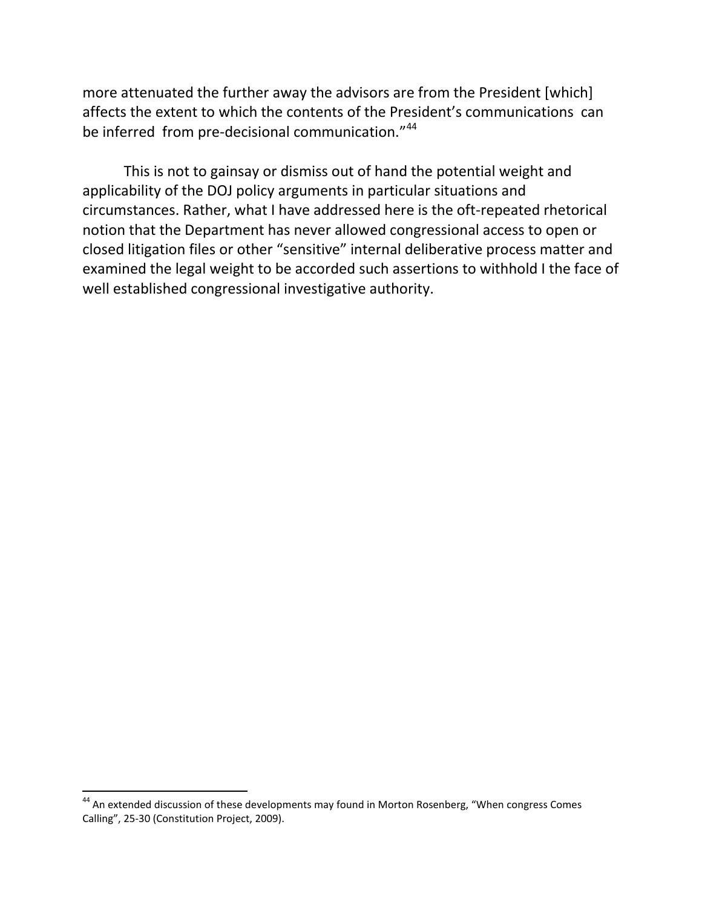more attenuated the further away the advisors are from the President [which] affects the extent to which the contents of the President's communications can be inferred from pre-decisional communication."[44]

This is not to gainsay or dismiss out of hand the potential weight and applicability of the DOJ policy arguments in particular situations and circumstances. Rather, what I have addressed here is the oft-repeated rhetorical notion that the Department has never allowed congressional access to open or closed litigation files or other "sensitive" internal deliberative process matter and examined the legal weight to be accorded such assertions to withhold I the face of well established congressional investigative authority.

---

[44] An extended discussion of these developments may found in Morton Rosenberg, "When congress Comes Calling", 25-30 (Constitution Project, 2009).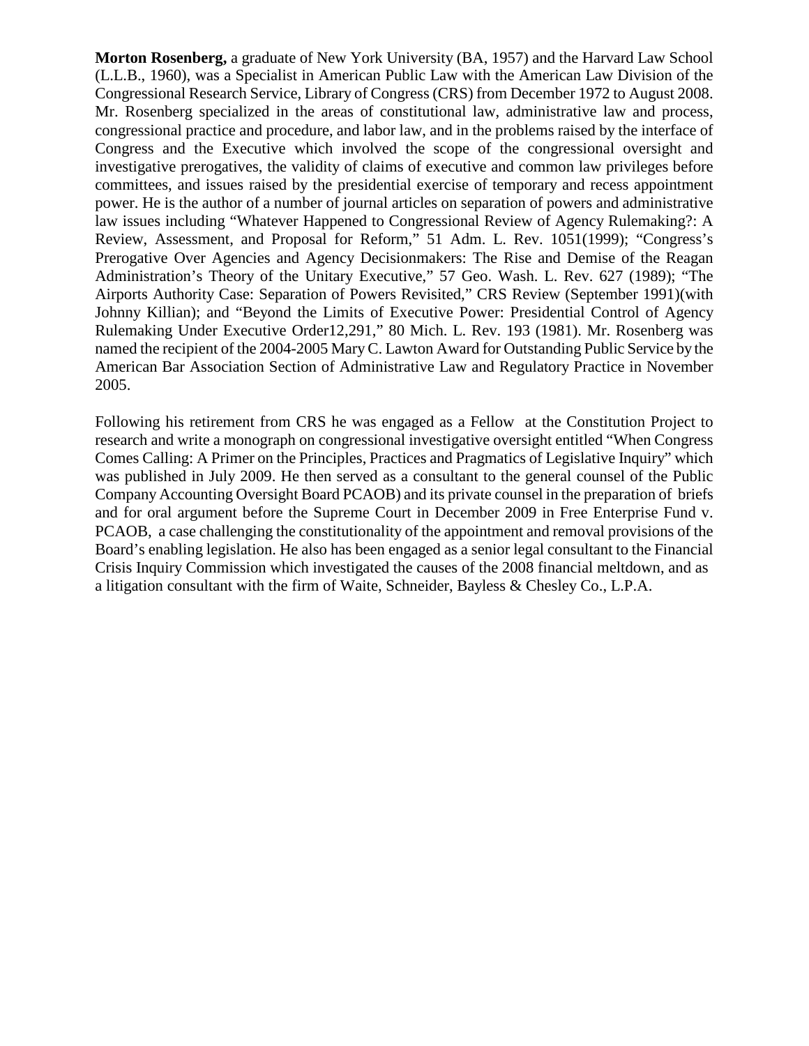**Morton Rosenberg,** a graduate of New York University (BA, 1957) and the Harvard Law School (L.L.B., 1960), was a Specialist in American Public Law with the American Law Division of the Congressional Research Service, Library of Congress (CRS) from December 1972 to August 2008. Mr. Rosenberg specialized in the areas of constitutional law, administrative law and process, congressional practice and procedure, and labor law, and in the problems raised by the interface of Congress and the Executive which involved the scope of the congressional oversight and investigative prerogatives, the validity of claims of executive and common law privileges before committees, and issues raised by the presidential exercise of temporary and recess appointment power. He is the author of a number of journal articles on separation of powers and administrative law issues including "Whatever Happened to Congressional Review of Agency Rulemaking?: A Review, Assessment, and Proposal for Reform," 51 Adm. L. Rev. 1051(1999); "Congress's Prerogative Over Agencies and Agency Decisionmakers: The Rise and Demise of the Reagan Administration's Theory of the Unitary Executive," 57 Geo. Wash. L. Rev. 627 (1989); "The Airports Authority Case: Separation of Powers Revisited," CRS Review (September 1991)(with Johnny Killian); and "Beyond the Limits of Executive Power: Presidential Control of Agency Rulemaking Under Executive Order12,291," 80 Mich. L. Rev. 193 (1981). Mr. Rosenberg was named the recipient of the 2004-2005 Mary C. Lawton Award for Outstanding Public Service by the American Bar Association Section of Administrative Law and Regulatory Practice in November 2005.

Following his retirement from CRS he was engaged as a Fellow at the Constitution Project to research and write a monograph on congressional investigative oversight entitled "When Congress Comes Calling: A Primer on the Principles, Practices and Pragmatics of Legislative Inquiry" which was published in July 2009. He then served as a consultant to the general counsel of the Public Company Accounting Oversight Board PCAOB) and its private counsel in the preparation of briefs and for oral argument before the Supreme Court in December 2009 in Free Enterprise Fund v. PCAOB, a case challenging the constitutionality of the appointment and removal provisions of the Board's enabling legislation. He also has been engaged as a senior legal consultant to the Financial Crisis Inquiry Commission which investigated the causes of the 2008 financial meltdown, and as a litigation consultant with the firm of Waite, Schneider, Bayless & Chesley Co., L.P.A.